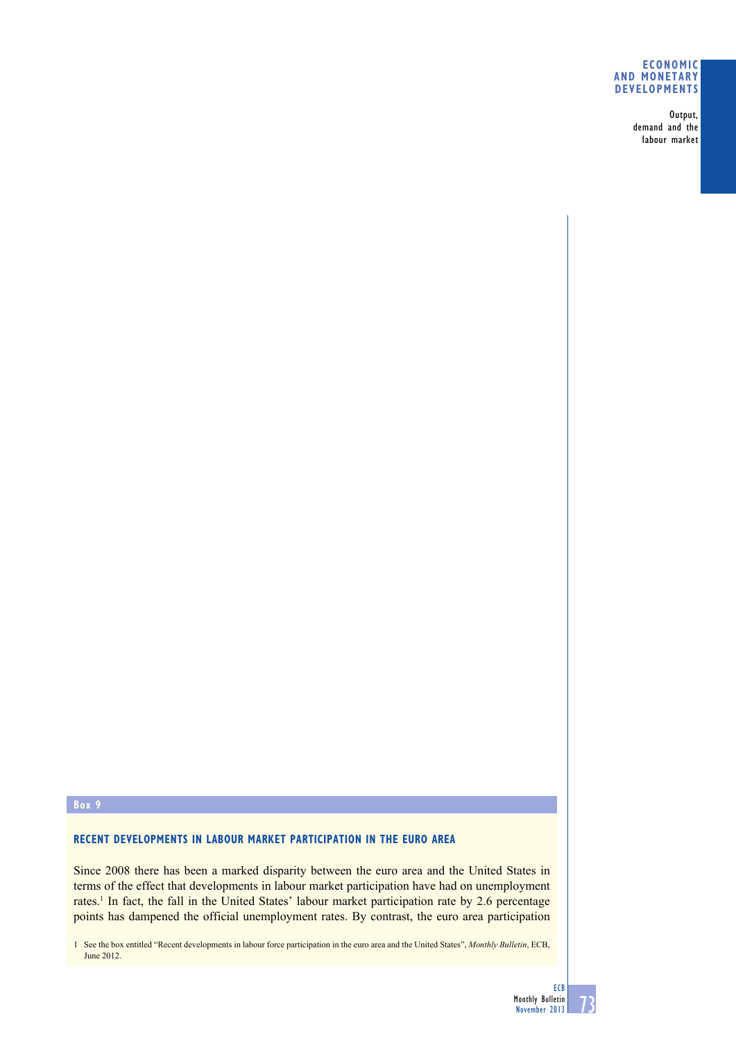**Box 9**

## RECENT DEVELOPMENTS IN LABOUR MARKET PARTICIPATION IN THE EURO AREA

Since 2008 there has been a marked disparity between the euro area and the United States in terms of the effect that developments in labour market participation have had on unemployment rates.[1] In fact, the fall in the United States' labour market participation rate by 2.6 percentage points has dampened the official unemployment rates. By contrast, the euro area participation

1 See the box entitled "Recent developments in labour force participation in the euro area and the United States", *Monthly Bulletin*, ECB, June 2012.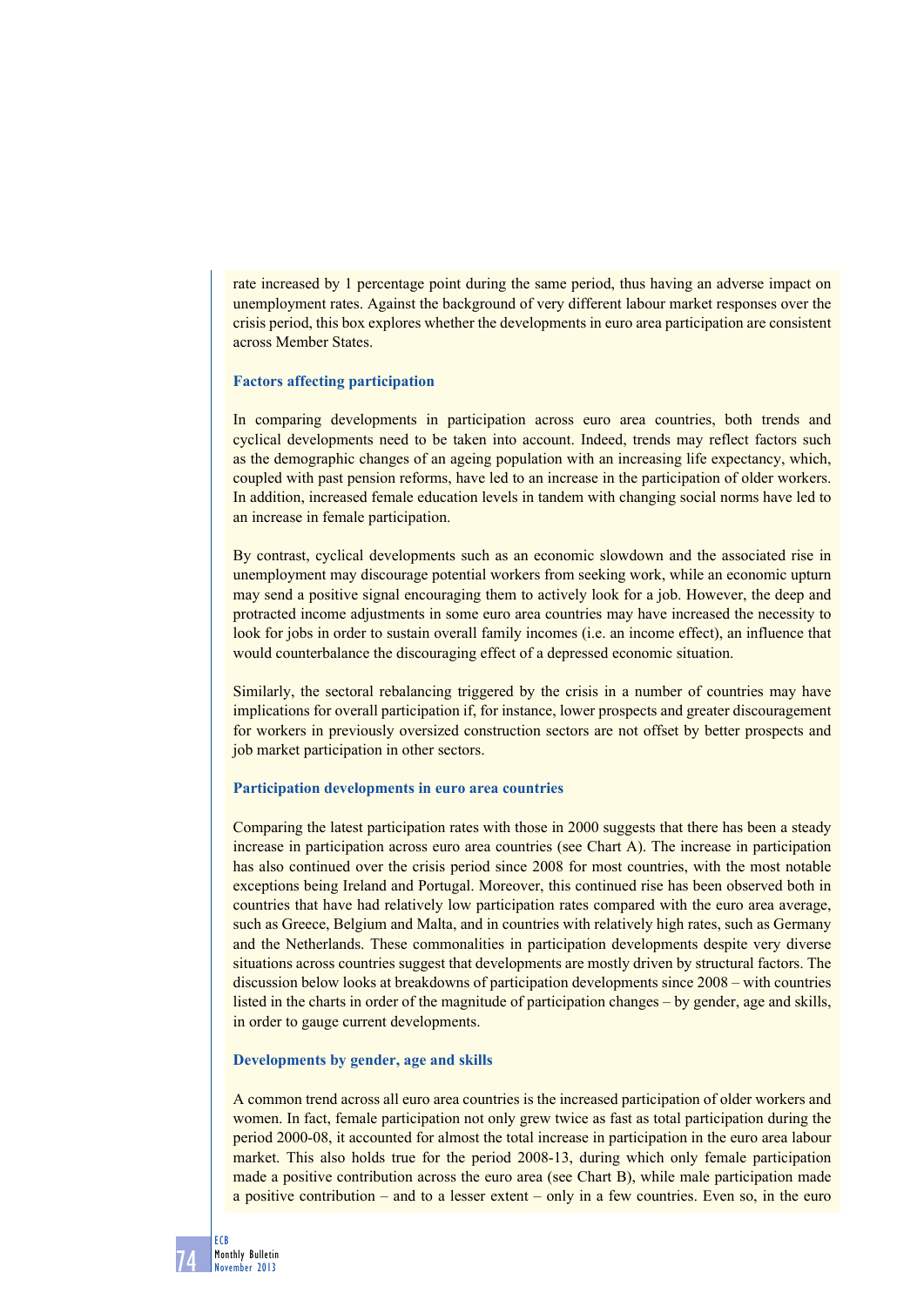rate increased by 1 percentage point during the same period, thus having an adverse impact on unemployment rates. Against the background of very different labour market responses over the crisis period, this box explores whether the developments in euro area participation are consistent across Member States.

### Factors affecting participation

In comparing developments in participation across euro area countries, both trends and cyclical developments need to be taken into account. Indeed, trends may reflect factors such as the demographic changes of an ageing population with an increasing life expectancy, which, coupled with past pension reforms, have led to an increase in the participation of older workers. In addition, increased female education levels in tandem with changing social norms have led to an increase in female participation.

By contrast, cyclical developments such as an economic slowdown and the associated rise in unemployment may discourage potential workers from seeking work, while an economic upturn may send a positive signal encouraging them to actively look for a job. However, the deep and protracted income adjustments in some euro area countries may have increased the necessity to look for jobs in order to sustain overall family incomes (i.e. an income effect), an influence that would counterbalance the discouraging effect of a depressed economic situation.

Similarly, the sectoral rebalancing triggered by the crisis in a number of countries may have implications for overall participation if, for instance, lower prospects and greater discouragement for workers in previously oversized construction sectors are not offset by better prospects and job market participation in other sectors.

### Participation developments in euro area countries

Comparing the latest participation rates with those in 2000 suggests that there has been a steady increase in participation across euro area countries (see Chart A). The increase in participation has also continued over the crisis period since 2008 for most countries, with the most notable exceptions being Ireland and Portugal. Moreover, this continued rise has been observed both in countries that have had relatively low participation rates compared with the euro area average, such as Greece, Belgium and Malta, and in countries with relatively high rates, such as Germany and the Netherlands. These commonalities in participation developments despite very diverse situations across countries suggest that developments are mostly driven by structural factors. The discussion below looks at breakdowns of participation developments since 2008 – with countries listed in the charts in order of the magnitude of participation changes – by gender, age and skills, in order to gauge current developments.

### Developments by gender, age and skills

A common trend across all euro area countries is the increased participation of older workers and women. In fact, female participation not only grew twice as fast as total participation during the period 2000-08, it accounted for almost the total increase in participation in the euro area labour market. This also holds true for the period 2008-13, during which only female participation made a positive contribution across the euro area (see Chart B), while male participation made a positive contribution – and to a lesser extent – only in a few countries. Even so, in the euro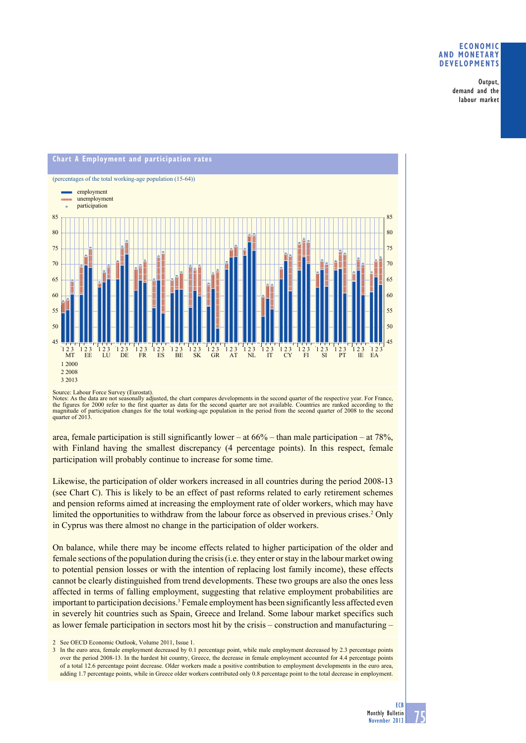**Chart A Employment and participation rates**

(percentages of the total working-age population (15-64))

- employment
- unemployment
- participation

1 2000
2 2008
3 2013

MT, EE, LU, DE, FR, ES, BE, SK, GR, AT, NL, IT, CY, FI, SI, PT, IE, EA

Source: Labour Force Survey (Eurostat).
Notes: As the data are not seasonally adjusted, the chart compares developments in the second quarter of the respective year. For France, the figures for 2000 refer to the first quarter as data for the second quarter are not available. Countries are ranked according to the magnitude of participation changes for the total working-age population in the period from the second quarter of 2008 to the second quarter of 2013.

area, female participation is still significantly lower – at 66% – than male participation – at 78%, with Finland having the smallest discrepancy (4 percentage points). In this respect, female participation will probably continue to increase for some time.

Likewise, the participation of older workers increased in all countries during the period 2008-13 (see Chart C). This is likely to be an effect of past reforms related to early retirement schemes and pension reforms aimed at increasing the employment rate of older workers, which may have limited the opportunities to withdraw from the labour force as observed in previous crises.[2] Only in Cyprus was there almost no change in the participation of older workers.

On balance, while there may be income effects related to higher participation of the older and female sections of the population during the crisis (i.e. they enter or stay in the labour market owing to potential pension losses or with the intention of replacing lost family income), these effects cannot be clearly distinguished from trend developments. These two groups are also the ones less affected in terms of falling employment, suggesting that relative employment probabilities are important to participation decisions.[3] Female employment has been significantly less affected even in severely hit countries such as Spain, Greece and Ireland. Some labour market specifics such as lower female participation in sectors most hit by the crisis – construction and manufacturing –

2 See OECD Economic Outlook, Volume 2011, Issue 1.

3 In the euro area, female employment decreased by 0.1 percentage point, while male employment decreased by 2.3 percentage points over the period 2008-13. In the hardest hit country, Greece, the decrease in female employment accounted for 4.4 percentage points of a total 12.6 percentage point decrease. Older workers made a positive contribution to employment developments in the euro area, adding 1.7 percentage points, while in Greece older workers contributed only 0.8 percentage point to the total decrease in employment.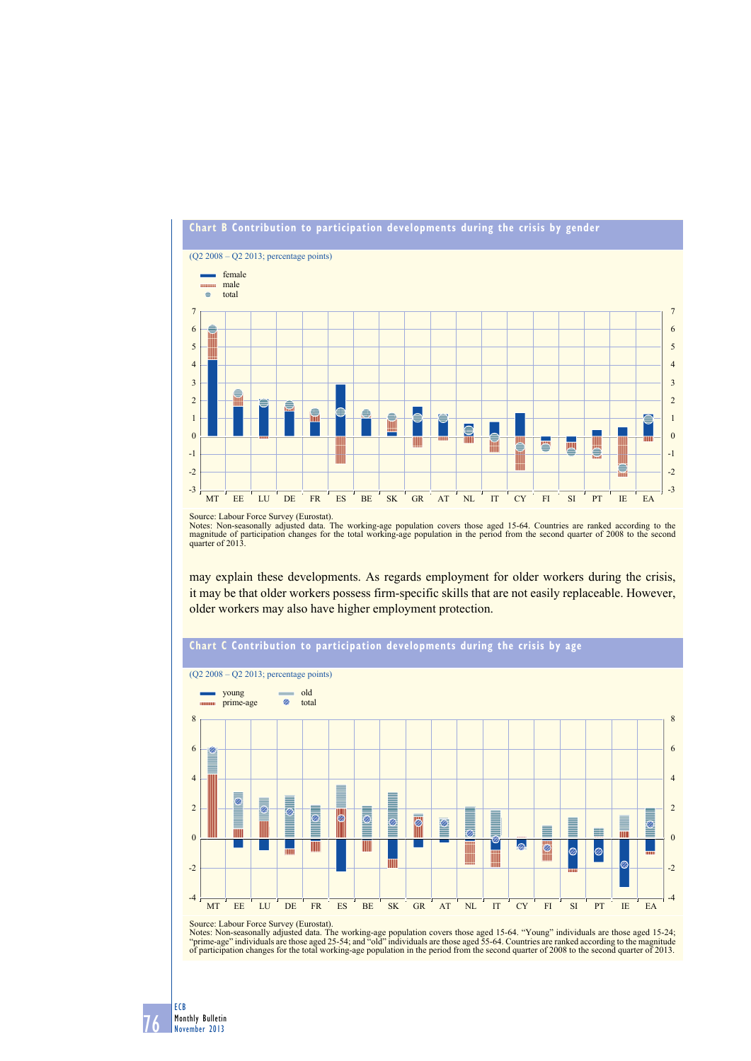## Chart B Contribution to participation developments during the crisis by gender

(Q2 2008 – Q2 2013; percentage points)

- female
- male
- total

Source: Labour Force Survey (Eurostat).
Notes: Non-seasonally adjusted data. The working-age population covers those aged 15-64. Countries are ranked according to the magnitude of participation changes for the total working-age population in the period from the second quarter of 2008 to the second quarter of 2013.

may explain these developments. As regards employment for older workers during the crisis, it may be that older workers possess firm-specific skills that are not easily replaceable. However, older workers may also have higher employment protection.

## Chart C Contribution to participation developments during the crisis by age

(Q2 2008 – Q2 2013; percentage points)

- young
- prime-age
- old
- total

Source: Labour Force Survey (Eurostat).
Notes: Non-seasonally adjusted data. The working-age population covers those aged 15-64. "Young" individuals are those aged 15-24; "prime-age" individuals are those aged 25-54; and "old" individuals are those aged 55-64. Countries are ranked according to the magnitude of participation changes for the total working-age population in the period from the second quarter of 2008 to the second quarter of 2013.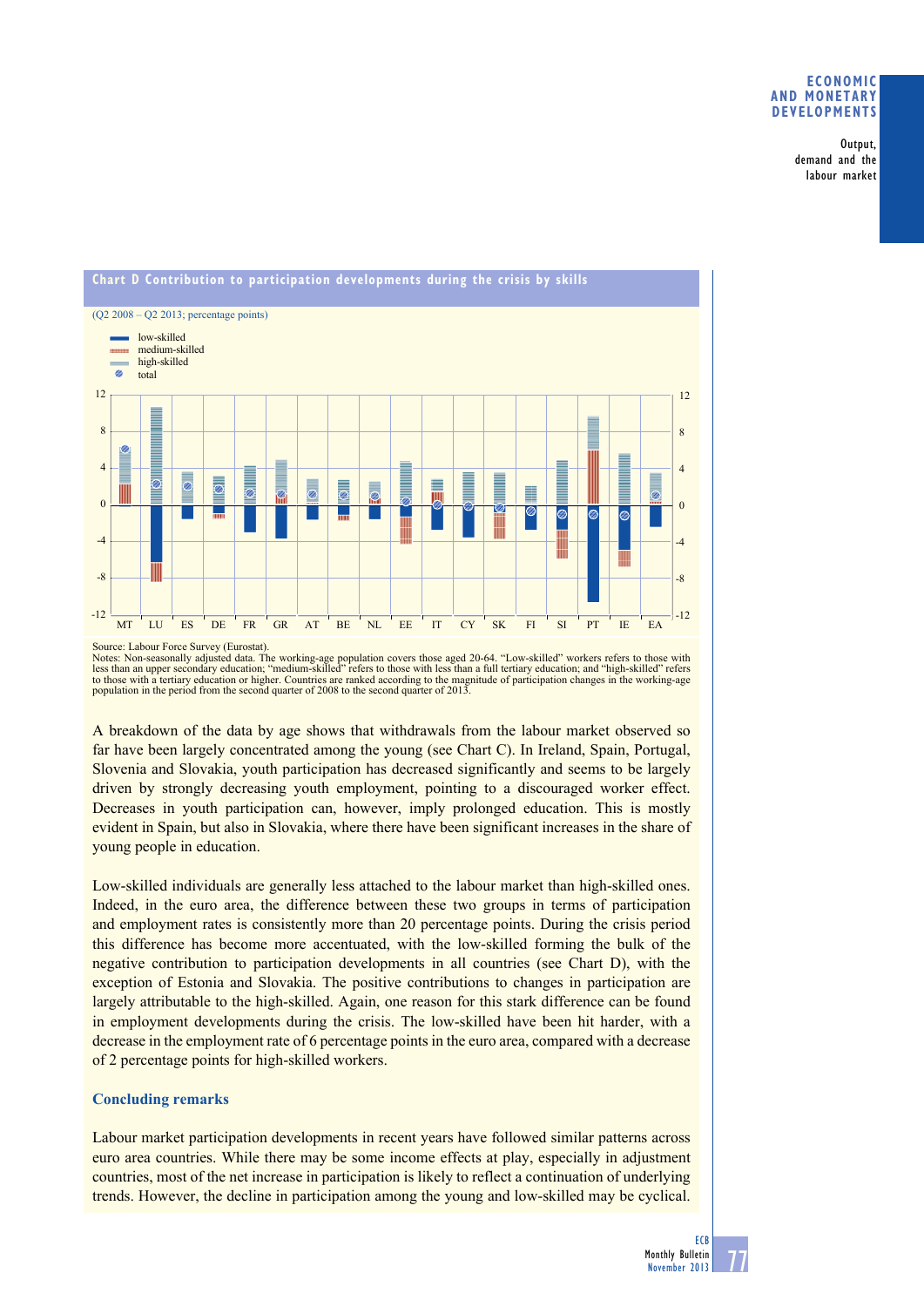**Chart D Contribution to participation developments during the crisis by skills**

(Q2 2008 – Q2 2013; percentage points)

- low-skilled
- medium-skilled
- high-skilled
- total

Source: Labour Force Survey (Eurostat).
Notes: Non-seasonally adjusted data. The working-age population covers those aged 20-64. "Low-skilled" workers refers to those with less than an upper secondary education; "medium-skilled" refers to those with less than a full tertiary education; and "high-skilled" refers to those with a tertiary education or higher. Countries are ranked according to the magnitude of participation changes in the working-age population in the period from the second quarter of 2008 to the second quarter of 2013.

A breakdown of the data by age shows that withdrawals from the labour market observed so far have been largely concentrated among the young (see Chart C). In Ireland, Spain, Portugal, Slovenia and Slovakia, youth participation has decreased significantly and seems to be largely driven by strongly decreasing youth employment, pointing to a discouraged worker effect. Decreases in youth participation can, however, imply prolonged education. This is mostly evident in Spain, but also in Slovakia, where there have been significant increases in the share of young people in education.

Low-skilled individuals are generally less attached to the labour market than high-skilled ones. Indeed, in the euro area, the difference between these two groups in terms of participation and employment rates is consistently more than 20 percentage points. During the crisis period this difference has become more accentuated, with the low-skilled forming the bulk of the negative contribution to participation developments in all countries (see Chart D), with the exception of Estonia and Slovakia. The positive contributions to changes in participation are largely attributable to the high-skilled. Again, one reason for this stark difference can be found in employment developments during the crisis. The low-skilled have been hit harder, with a decrease in the employment rate of 6 percentage points in the euro area, compared with a decrease of 2 percentage points for high-skilled workers.

### Concluding remarks

Labour market participation developments in recent years have followed similar patterns across euro area countries. While there may be some income effects at play, especially in adjustment countries, most of the net increase in participation is likely to reflect a continuation of underlying trends. However, the decline in participation among the young and low-skilled may be cyclical.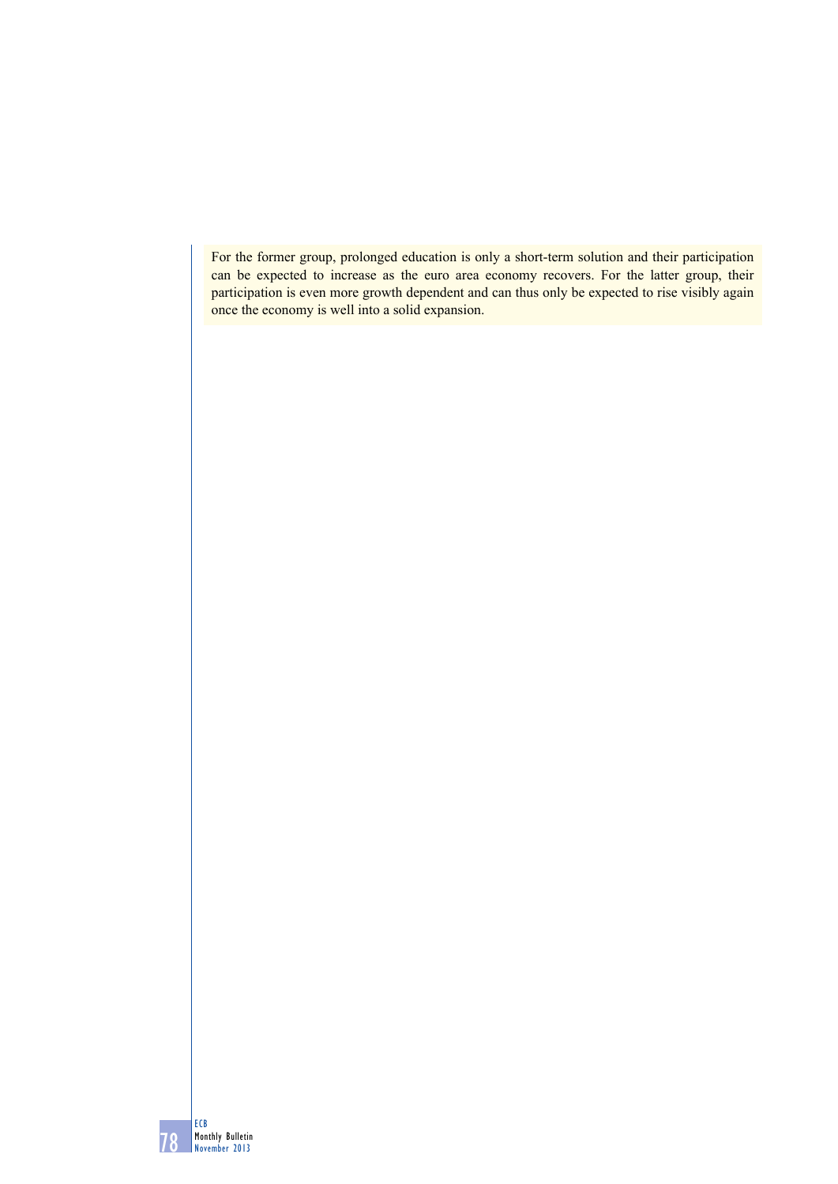For the former group, prolonged education is only a short-term solution and their participation can be expected to increase as the euro area economy recovers. For the latter group, their participation is even more growth dependent and can thus only be expected to rise visibly again once the economy is well into a solid expansion.